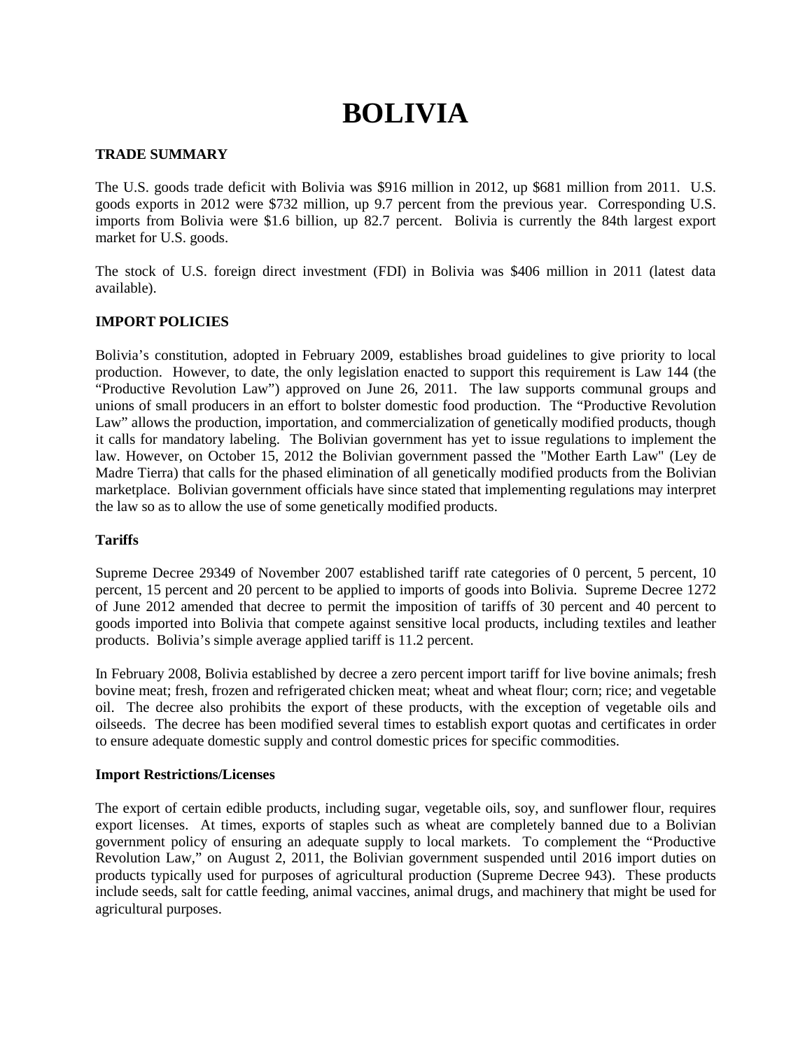# BOLIVIA

## TRADE SUMMARY

The U.S. goods trade deficit with Bolivia was $916 million in 2012, up $681 million from 2011. U.S. goods exports in 2012 were $732 million, up 9.7 percent from the previous year. Corresponding U.S. imports from Bolivia were $1.6 billion, up 82.7 percent. Bolivia is currently the 84th largest export market for U.S. goods.

The stock of U.S. foreign direct investment (FDI) in Bolivia was $406 million in 2011 (latest data available).

## IMPORT POLICIES

Bolivia's constitution, adopted in February 2009, establishes broad guidelines to give priority to local production. However, to date, the only legislation enacted to support this requirement is Law 144 (the "Productive Revolution Law") approved on June 26, 2011. The law supports communal groups and unions of small producers in an effort to bolster domestic food production. The "Productive Revolution Law" allows the production, importation, and commercialization of genetically modified products, though it calls for mandatory labeling. The Bolivian government has yet to issue regulations to implement the law. However, on October 15, 2012 the Bolivian government passed the "Mother Earth Law" (Ley de Madre Tierra) that calls for the phased elimination of all genetically modified products from the Bolivian marketplace. Bolivian government officials have since stated that implementing regulations may interpret the law so as to allow the use of some genetically modified products.

### Tariffs

Supreme Decree 29349 of November 2007 established tariff rate categories of 0 percent, 5 percent, 10 percent, 15 percent and 20 percent to be applied to imports of goods into Bolivia. Supreme Decree 1272 of June 2012 amended that decree to permit the imposition of tariffs of 30 percent and 40 percent to goods imported into Bolivia that compete against sensitive local products, including textiles and leather products. Bolivia's simple average applied tariff is 11.2 percent.

In February 2008, Bolivia established by decree a zero percent import tariff for live bovine animals; fresh bovine meat; fresh, frozen and refrigerated chicken meat; wheat and wheat flour; corn; rice; and vegetable oil. The decree also prohibits the export of these products, with the exception of vegetable oils and oilseeds. The decree has been modified several times to establish export quotas and certificates in order to ensure adequate domestic supply and control domestic prices for specific commodities.

### Import Restrictions/Licenses

The export of certain edible products, including sugar, vegetable oils, soy, and sunflower flour, requires export licenses. At times, exports of staples such as wheat are completely banned due to a Bolivian government policy of ensuring an adequate supply to local markets. To complement the "Productive Revolution Law," on August 2, 2011, the Bolivian government suspended until 2016 import duties on products typically used for purposes of agricultural production (Supreme Decree 943). These products include seeds, salt for cattle feeding, animal vaccines, animal drugs, and machinery that might be used for agricultural purposes.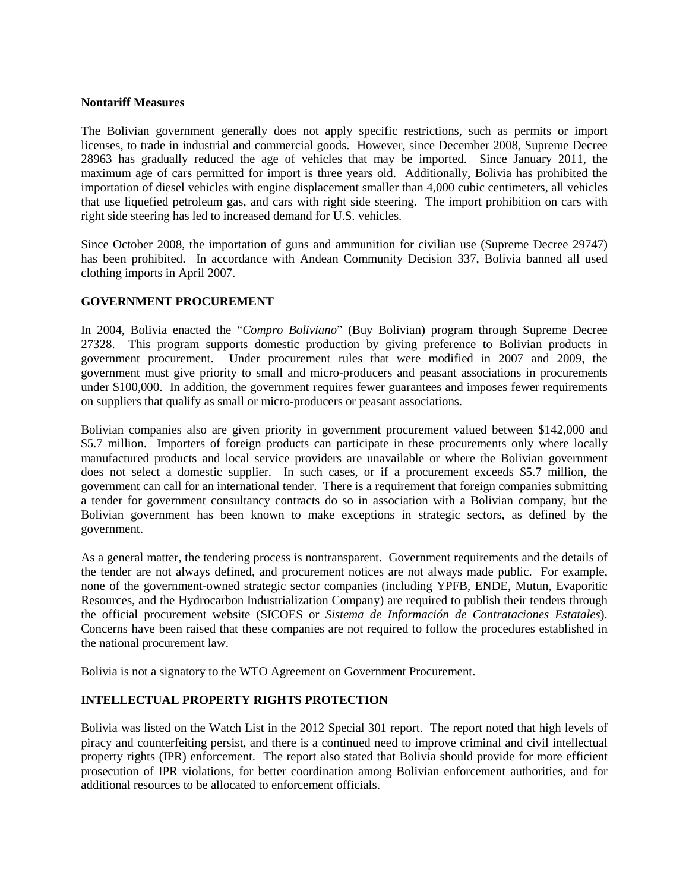**Nontariff Measures**

The Bolivian government generally does not apply specific restrictions, such as permits or import licenses, to trade in industrial and commercial goods. However, since December 2008, Supreme Decree 28963 has gradually reduced the age of vehicles that may be imported. Since January 2011, the maximum age of cars permitted for import is three years old. Additionally, Bolivia has prohibited the importation of diesel vehicles with engine displacement smaller than 4,000 cubic centimeters, all vehicles that use liquefied petroleum gas, and cars with right side steering. The import prohibition on cars with right side steering has led to increased demand for U.S. vehicles.

Since October 2008, the importation of guns and ammunition for civilian use (Supreme Decree 29747) has been prohibited. In accordance with Andean Community Decision 337, Bolivia banned all used clothing imports in April 2007.

## GOVERNMENT PROCUREMENT

In 2004, Bolivia enacted the "*Compro Boliviano*" (Buy Bolivian) program through Supreme Decree 27328. This program supports domestic production by giving preference to Bolivian products in government procurement. Under procurement rules that were modified in 2007 and 2009, the government must give priority to small and micro-producers and peasant associations in procurements under $100,000. In addition, the government requires fewer guarantees and imposes fewer requirements on suppliers that qualify as small or micro-producers or peasant associations.

Bolivian companies also are given priority in government procurement valued between $142,000 and $5.7 million. Importers of foreign products can participate in these procurements only where locally manufactured products and local service providers are unavailable or where the Bolivian government does not select a domestic supplier. In such cases, or if a procurement exceeds $5.7 million, the government can call for an international tender. There is a requirement that foreign companies submitting a tender for government consultancy contracts do so in association with a Bolivian company, but the Bolivian government has been known to make exceptions in strategic sectors, as defined by the government.

As a general matter, the tendering process is nontransparent. Government requirements and the details of the tender are not always defined, and procurement notices are not always made public. For example, none of the government-owned strategic sector companies (including YPFB, ENDE, Mutun, Evaporitic Resources, and the Hydrocarbon Industrialization Company) are required to publish their tenders through the official procurement website (SICOES or *Sistema de Información de Contrataciones Estatales*). Concerns have been raised that these companies are not required to follow the procedures established in the national procurement law.

Bolivia is not a signatory to the WTO Agreement on Government Procurement.

## INTELLECTUAL PROPERTY RIGHTS PROTECTION

Bolivia was listed on the Watch List in the 2012 Special 301 report. The report noted that high levels of piracy and counterfeiting persist, and there is a continued need to improve criminal and civil intellectual property rights (IPR) enforcement. The report also stated that Bolivia should provide for more efficient prosecution of IPR violations, for better coordination among Bolivian enforcement authorities, and for additional resources to be allocated to enforcement officials.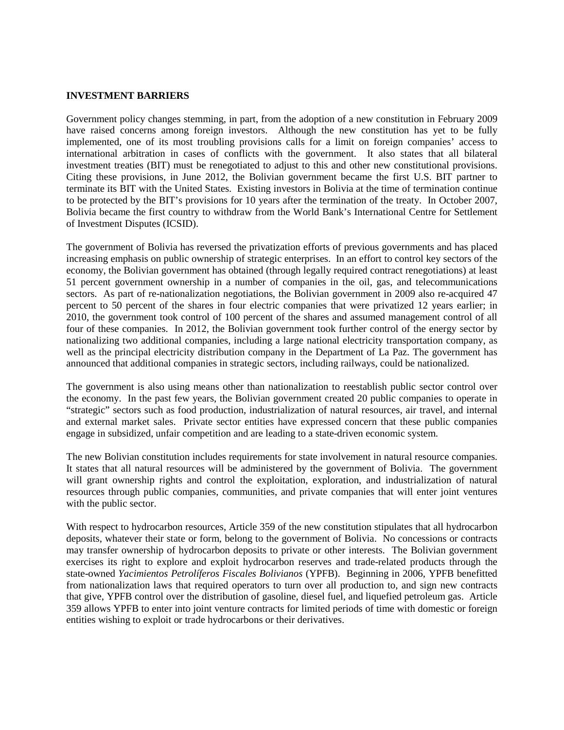**INVESTMENT BARRIERS**

Government policy changes stemming, in part, from the adoption of a new constitution in February 2009 have raised concerns among foreign investors. Although the new constitution has yet to be fully implemented, one of its most troubling provisions calls for a limit on foreign companies' access to international arbitration in cases of conflicts with the government. It also states that all bilateral investment treaties (BIT) must be renegotiated to adjust to this and other new constitutional provisions. Citing these provisions, in June 2012, the Bolivian government became the first U.S. BIT partner to terminate its BIT with the United States. Existing investors in Bolivia at the time of termination continue to be protected by the BIT's provisions for 10 years after the termination of the treaty. In October 2007, Bolivia became the first country to withdraw from the World Bank's International Centre for Settlement of Investment Disputes (ICSID).

The government of Bolivia has reversed the privatization efforts of previous governments and has placed increasing emphasis on public ownership of strategic enterprises. In an effort to control key sectors of the economy, the Bolivian government has obtained (through legally required contract renegotiations) at least 51 percent government ownership in a number of companies in the oil, gas, and telecommunications sectors. As part of re-nationalization negotiations, the Bolivian government in 2009 also re-acquired 47 percent to 50 percent of the shares in four electric companies that were privatized 12 years earlier; in 2010, the government took control of 100 percent of the shares and assumed management control of all four of these companies. In 2012, the Bolivian government took further control of the energy sector by nationalizing two additional companies, including a large national electricity transportation company, as well as the principal electricity distribution company in the Department of La Paz. The government has announced that additional companies in strategic sectors, including railways, could be nationalized.

The government is also using means other than nationalization to reestablish public sector control over the economy. In the past few years, the Bolivian government created 20 public companies to operate in "strategic" sectors such as food production, industrialization of natural resources, air travel, and internal and external market sales. Private sector entities have expressed concern that these public companies engage in subsidized, unfair competition and are leading to a state-driven economic system.

The new Bolivian constitution includes requirements for state involvement in natural resource companies. It states that all natural resources will be administered by the government of Bolivia. The government will grant ownership rights and control the exploitation, exploration, and industrialization of natural resources through public companies, communities, and private companies that will enter joint ventures with the public sector.

With respect to hydrocarbon resources, Article 359 of the new constitution stipulates that all hydrocarbon deposits, whatever their state or form, belong to the government of Bolivia. No concessions or contracts may transfer ownership of hydrocarbon deposits to private or other interests. The Bolivian government exercises its right to explore and exploit hydrocarbon reserves and trade-related products through the state-owned *Yacimientos Petrolíferos Fiscales Bolivianos* (YPFB). Beginning in 2006, YPFB benefitted from nationalization laws that required operators to turn over all production to, and sign new contracts that give, YPFB control over the distribution of gasoline, diesel fuel, and liquefied petroleum gas. Article 359 allows YPFB to enter into joint venture contracts for limited periods of time with domestic or foreign entities wishing to exploit or trade hydrocarbons or their derivatives.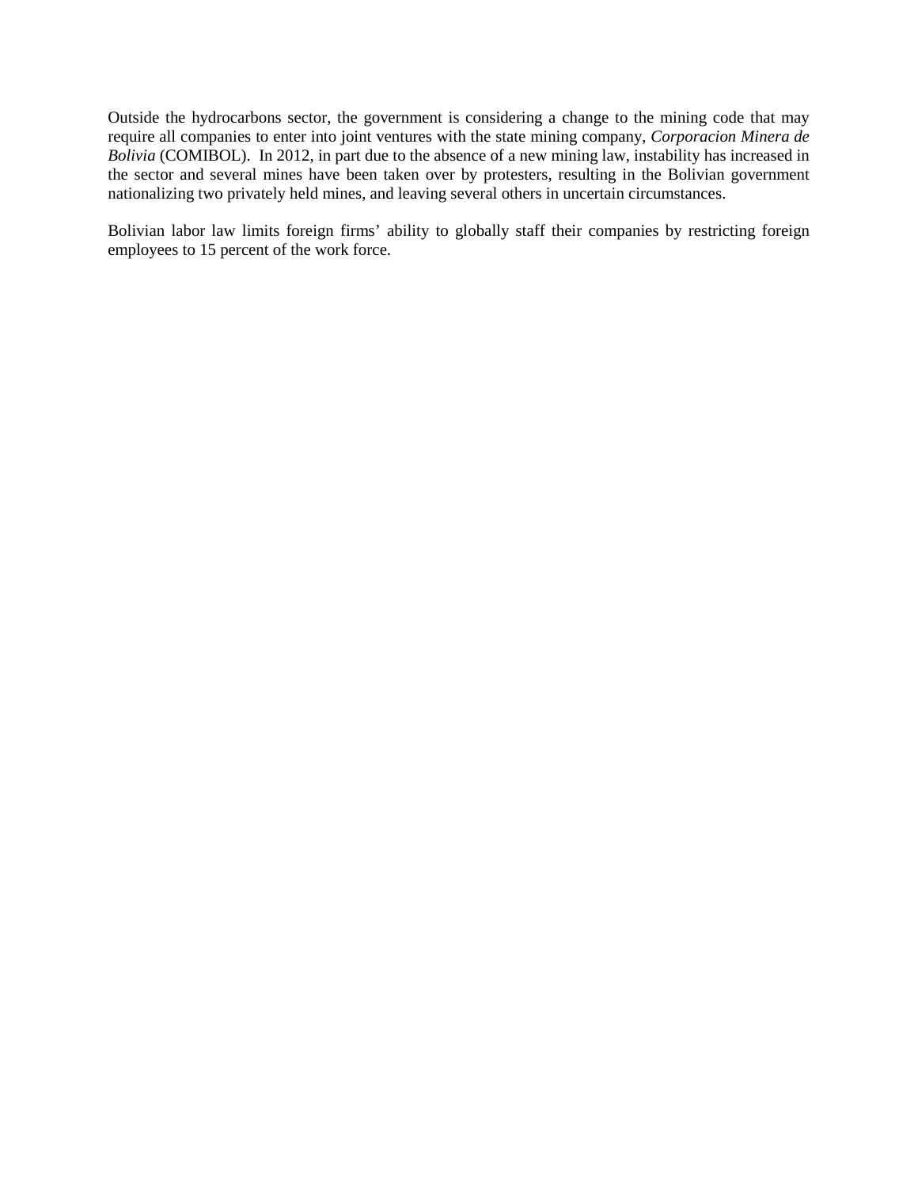Outside the hydrocarbons sector, the government is considering a change to the mining code that may require all companies to enter into joint ventures with the state mining company, *Corporacion Minera de Bolivia* (COMIBOL). In 2012, in part due to the absence of a new mining law, instability has increased in the sector and several mines have been taken over by protesters, resulting in the Bolivian government nationalizing two privately held mines, and leaving several others in uncertain circumstances.

Bolivian labor law limits foreign firms' ability to globally staff their companies by restricting foreign employees to 15 percent of the work force.